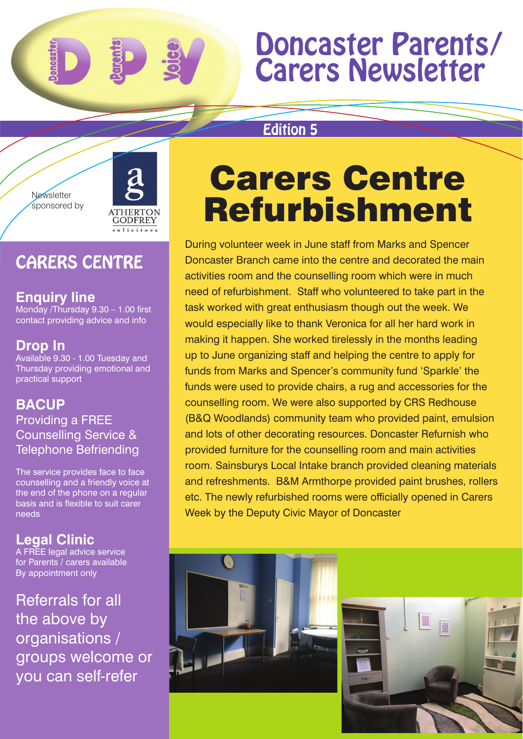# Doncaster Parents/ Carers Newsletter

**Edition 5**

Newsletter sponsored by ATHERTON GODFREY solicitors

## CARERS CENTRE

### Enquiry line

Monday /Thursday 9.30 – 1.00 first contact providing advice and info

### Drop In

Available 9.30 - 1.00 Tuesday and Thursday providing emotional and practical support

### BACUP

Providing a FREE Counselling Service & Telephone Befriending

The service provides face to face counselling and a friendly voice at the end of the phone on a regular basis and is flexible to suit carer needs

### Legal Clinic

A FREE legal advice service for Parents / carers available By appointment only

Referrals for all the above by organisations / groups welcome or you can self-refer

# Carers Centre Refurbishment

During volunteer week in June staff from Marks and Spencer Doncaster Branch came into the centre and decorated the main activities room and the counselling room which were in much need of refurbishment. Staff who volunteered to take part in the task worked with great enthusiasm though out the week. We would especially like to thank Veronica for all her hard work in making it happen. She worked tirelessly in the months leading up to June organizing staff and helping the centre to apply for funds from Marks and Spencer's community fund 'Sparkle' the funds were used to provide chairs, a rug and accessories for the counselling room. We were also supported by CRS Redhouse (B&Q Woodlands) community team who provided paint, emulsion and lots of other decorating resources. Doncaster Refurnish who provided furniture for the counselling room and main activities room. Sainsburys Local Intake branch provided cleaning materials and refreshments. B&M Armthorpe provided paint brushes, rollers etc. The newly refurbished rooms were officially opened in Carers Week by the Deputy Civic Mayor of Doncaster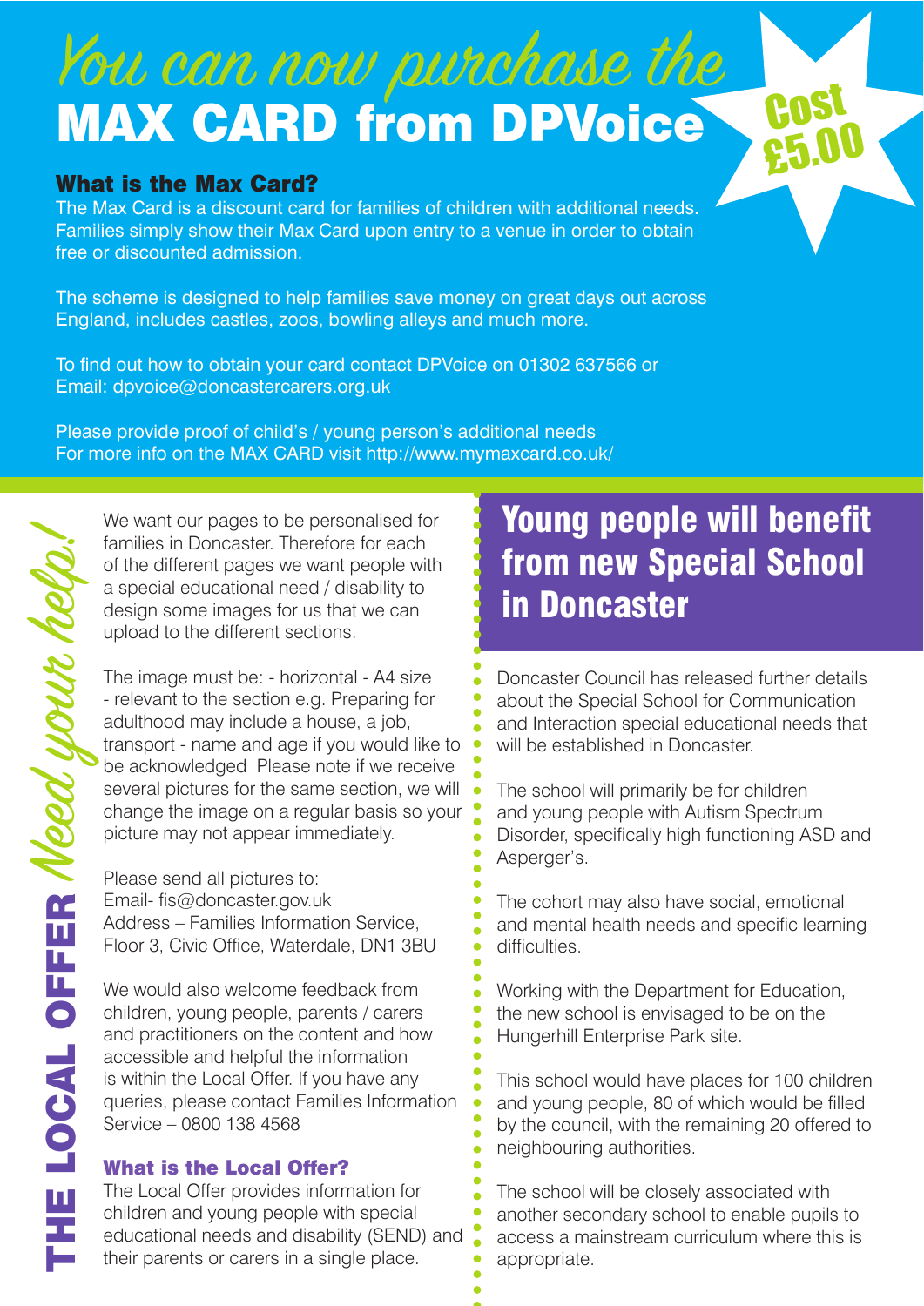# You can now purchase the MAX CARD from DPVoice

**Cost £5.00**

### What is the Max Card?

The Max Card is a discount card for families of children with additional needs. Families simply show their Max Card upon entry to a venue in order to obtain free or discounted admission.

The scheme is designed to help families save money on great days out across England, includes castles, zoos, bowling alleys and much more.

To find out how to obtain your card contact DPVoice on 01302 637566 or Email: dpvoice@doncastercarers.org.uk

Please provide proof of child's / young person's additional needs
For more info on the MAX CARD visit http://www.mymaxcard.co.uk/

## THE LOCAL OFFER *Need your help!*

We want our pages to be personalised for families in Doncaster. Therefore for each of the different pages we want people with a special educational need / disability to design some images for us that we can upload to the different sections.

The image must be: - horizontal - A4 size - relevant to the section e.g. Preparing for adulthood may include a house, a job, transport - name and age if you would like to be acknowledged Please note if we receive several pictures for the same section, we will change the image on a regular basis so your picture may not appear immediately.

Please send all pictures to:
Email- fis@doncaster.gov.uk
Address – Families Information Service, Floor 3, Civic Office, Waterdale, DN1 3BU

We would also welcome feedback from children, young people, parents / carers and practitioners on the content and how accessible and helpful the information is within the Local Offer. If you have any queries, please contact Families Information Service – 0800 138 4568

### What is the Local Offer?

The Local Offer provides information for children and young people with special educational needs and disability (SEND) and their parents or carers in a single place.

## Young people will benefit from new Special School in Doncaster

Doncaster Council has released further details about the Special School for Communication and Interaction special educational needs that will be established in Doncaster.

The school will primarily be for children and young people with Autism Spectrum Disorder, specifically high functioning ASD and Asperger's.

The cohort may also have social, emotional and mental health needs and specific learning difficulties.

Working with the Department for Education, the new school is envisaged to be on the Hungerhill Enterprise Park site.

This school would have places for 100 children and young people, 80 of which would be filled by the council, with the remaining 20 offered to neighbouring authorities.

The school will be closely associated with another secondary school to enable pupils to access a mainstream curriculum where this is appropriate.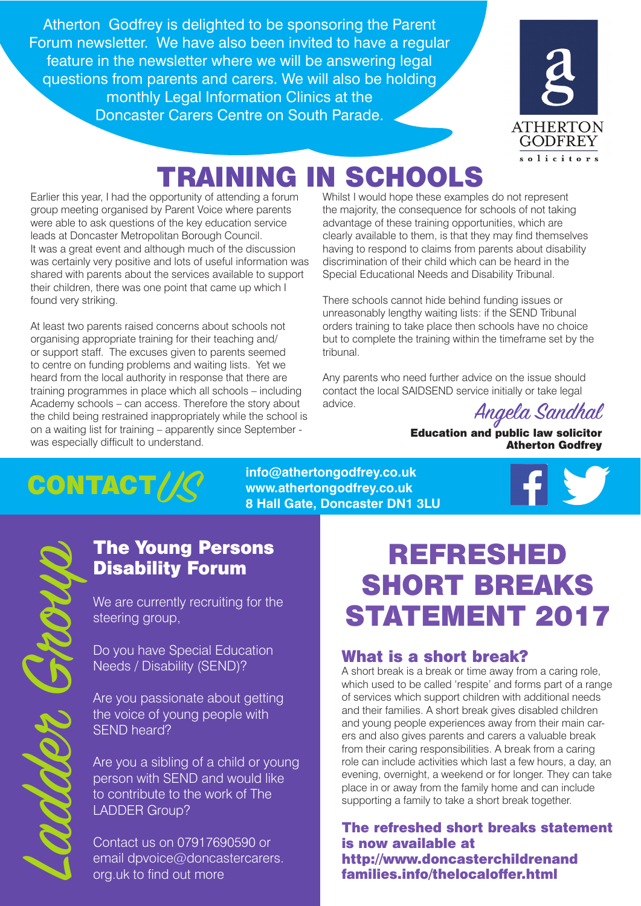Atherton Godfrey is delighted to be sponsoring the Parent Forum newsletter. We have also been invited to have a regular feature in the newsletter where we will be answering legal questions from parents and carers. We will also be holding monthly Legal Information Clinics at the Doncaster Carers Centre on South Parade.

ATHERTON GODFREY
solicitors

# TRAINING IN SCHOOLS

Earlier this year, I had the opportunity of attending a forum group meeting organised by Parent Voice where parents were able to ask questions of the key education service leads at Doncaster Metropolitan Borough Council. It was a great event and although much of the discussion was certainly very positive and lots of useful information was shared with parents about the services available to support their children, there was one point that came up which I found very striking.

At least two parents raised concerns about schools not organising appropriate training for their teaching and/or support staff. The excuses given to parents seemed to centre on funding problems and waiting lists. Yet we heard from the local authority in response that there are training programmes in place which all schools – including Academy schools – can access. Therefore the story about the child being restrained inappropriately while the school is on a waiting list for training – apparently since September - was especially difficult to understand.

Whilst I would hope these examples do not represent the majority, the consequence for schools of not taking advantage of these training opportunities, which are clearly available to them, is that they may find themselves having to respond to claims from parents about disability discrimination of their child which can be heard in the Special Educational Needs and Disability Tribunal.

There schools cannot hide behind funding issues or unreasonably lengthy waiting lists: if the SEND Tribunal orders training to take place then schools have no choice but to complete the training within the timeframe set by the tribunal.

Any parents who need further advice on the issue should contact the local SAIDSEND service initially or take legal advice.

*Angela Sandhal*

**Education and public law solicitor**
**Atherton Godfrey**

## CONTACT US

**info@athertongodfrey.co.uk**
**www.athertongodfrey.co.uk**
**8 Hall Gate, Doncaster DN1 3LU**

*Ladder Group*

## The Young Persons Disability Forum

We are currently recruiting for the steering group,

Do you have Special Education Needs / Disability (SEND)?

Are you passionate about getting the voice of young people with SEND heard?

Are you a sibling of a child or young person with SEND and would like to contribute to the work of The LADDER Group?

Contact us on 07917690590 or email dpvoice@doncastercarers.org.uk to find out more

# REFRESHED SHORT BREAKS STATEMENT 2017

### What is a short break?

A short break is a break or time away from a caring role, which used to be called 'respite' and forms part of a range of services which support children with additional needs and their families. A short break gives disabled children and young people experiences away from their main carers and also gives parents and carers a valuable break from their caring responsibilities. A break from a caring role can include activities which last a few hours, a day, an evening, overnight, a weekend or for longer. They can take place in or away from the family home and can include supporting a family to take a short break together.

**The refreshed short breaks statement is now available at http://www.doncasterchildrenandfamilies.info/thelocaloffer.html**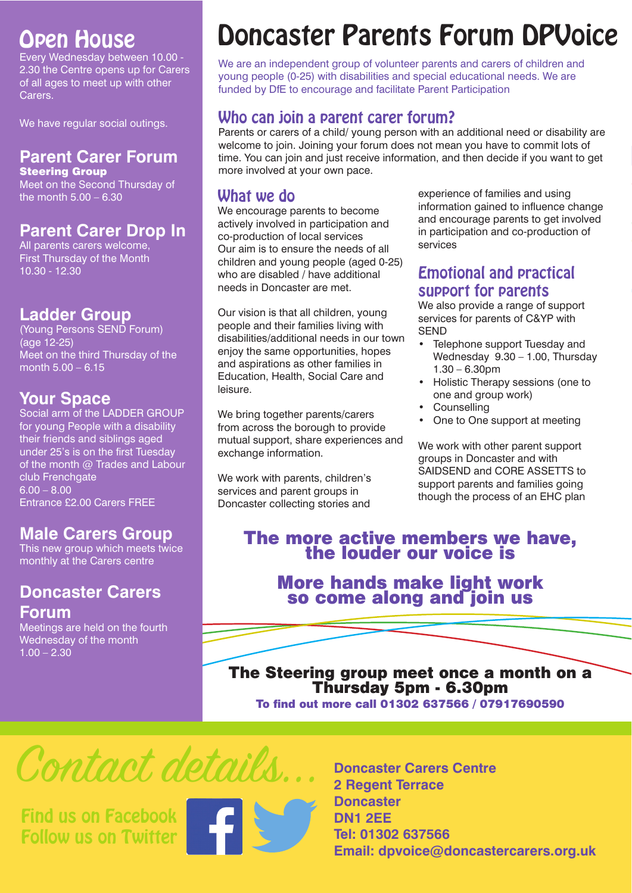# Doncaster Parents Forum DPVoice

We are an independent group of volunteer parents and carers of children and young people (0-25) with disabilities and special educational needs. We are funded by DfE to encourage and facilitate Parent Participation

## Who can join a parent carer forum?

Parents or carers of a child/ young person with an additional need or disability are welcome to join. Joining your forum does not mean you have to commit lots of time. You can join and just receive information, and then decide if you want to get more involved at your own pace.

## What we do

We encourage parents to become actively involved in participation and co-production of local services
Our aim is to ensure the needs of all children and young people (aged 0-25) who are disabled / have additional needs in Doncaster are met.

Our vision is that all children, young people and their families living with disabilities/additional needs in our town enjoy the same opportunities, hopes and aspirations as other families in Education, Health, Social Care and leisure.

We bring together parents/carers from across the borough to provide mutual support, share experiences and exchange information.

We work with parents, children's services and parent groups in Doncaster collecting stories and experience of families and using information gained to influence change and encourage parents to get involved in participation and co-production of services

## Emotional and practical support for parents

We also provide a range of support services for parents of C&YP with SEND

- Telephone support Tuesday and Wednesday 9.30 – 1.00, Thursday 1.30 – 6.30pm
- Holistic Therapy sessions (one to one and group work)
- Counselling
- One to One support at meeting

We work with other parent support groups in Doncaster and with SAIDSEND and CORE ASSETTS to support parents and families going though the process of an EHC plan

**The more active members we have, the louder our voice is**

**More hands make light work so come along and join us**

**The Steering group meet once a month on a Thursday 5pm - 6.30pm**

**To find out more call 01302 637566 / 07917690590**

## Open House

Every Wednesday between 10.00 - 2.30 the Centre opens up for Carers of all ages to meet up with other Carers.

We have regular social outings.

## Parent Carer Forum

**Steering Group**

Meet on the Second Thursday of the month 5.00 – 6.30

## Parent Carer Drop In

All parents carers welcome, First Thursday of the Month 10.30 - 12.30

## Ladder Group

(Young Persons SEND Forum) (age 12-25)
Meet on the third Thursday of the month 5.00 – 6.15

## Your Space

Social arm of the LADDER GROUP for young People with a disability their friends and siblings aged under 25's is on the first Tuesday of the month @ Trades and Labour club Frenchgate
6.00 – 8.00
Entrance £2.00 Carers FREE

## Male Carers Group

This new group which meets twice monthly at the Carers centre

## Doncaster Carers Forum

Meetings are held on the fourth Wednesday of the month
1.00 – 2.30

## Contact details...

Find us on Facebook
Follow us on Twitter

**Doncaster Carers Centre**
**2 Regent Terrace**
**Doncaster**
**DN1 2EE**
**Tel: 01302 637566**
**Email: dpvoice@doncastercarers.org.uk**